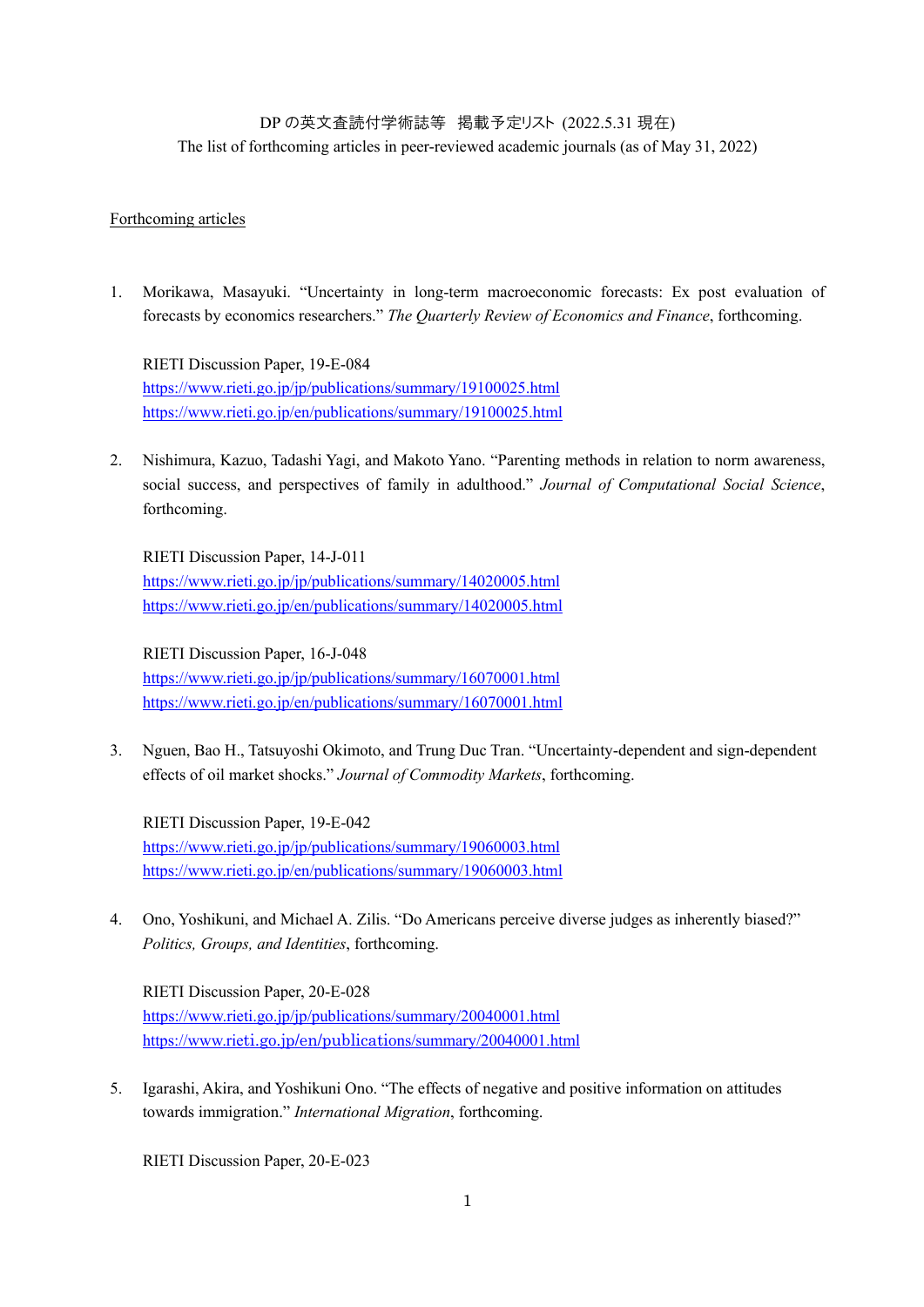DP の英文査読付学術誌等 掲載予定リスト (2022.5.31 現在)

The list of forthcoming articles in peer-reviewed academic journals (as of May 31, 2022)

Forthcoming articles

1. Morikawa, Masayuki. "Uncertainty in long-term macroeconomic forecasts: Ex post evaluation of forecasts by economics researchers." *The Quarterly Review of Economics and Finance*, forthcoming.

   RIETI Discussion Paper, 19-E-084
   https://www.rieti.go.jp/jp/publications/summary/19100025.html
   https://www.rieti.go.jp/en/publications/summary/19100025.html

2. Nishimura, Kazuo, Tadashi Yagi, and Makoto Yano. "Parenting methods in relation to norm awareness, social success, and perspectives of family in adulthood." *Journal of Computational Social Science*, forthcoming.

   RIETI Discussion Paper, 14-J-011
   https://www.rieti.go.jp/jp/publications/summary/14020005.html
   https://www.rieti.go.jp/en/publications/summary/14020005.html

   RIETI Discussion Paper, 16-J-048
   https://www.rieti.go.jp/jp/publications/summary/16070001.html
   https://www.rieti.go.jp/en/publications/summary/16070001.html

3. Nguen, Bao H., Tatsuyoshi Okimoto, and Trung Duc Tran. "Uncertainty-dependent and sign-dependent effects of oil market shocks." *Journal of Commodity Markets*, forthcoming.

   RIETI Discussion Paper, 19-E-042
   https://www.rieti.go.jp/jp/publications/summary/19060003.html
   https://www.rieti.go.jp/en/publications/summary/19060003.html

4. Ono, Yoshikuni, and Michael A. Zilis. "Do Americans perceive diverse judges as inherently biased?" *Politics, Groups, and Identities*, forthcoming.

   RIETI Discussion Paper, 20-E-028
   https://www.rieti.go.jp/jp/publications/summary/20040001.html
   https://www.rieti.go.jp/en/publications/summary/20040001.html

5. Igarashi, Akira, and Yoshikuni Ono. "The effects of negative and positive information on attitudes towards immigration." *International Migration*, forthcoming.

   RIETI Discussion Paper, 20-E-023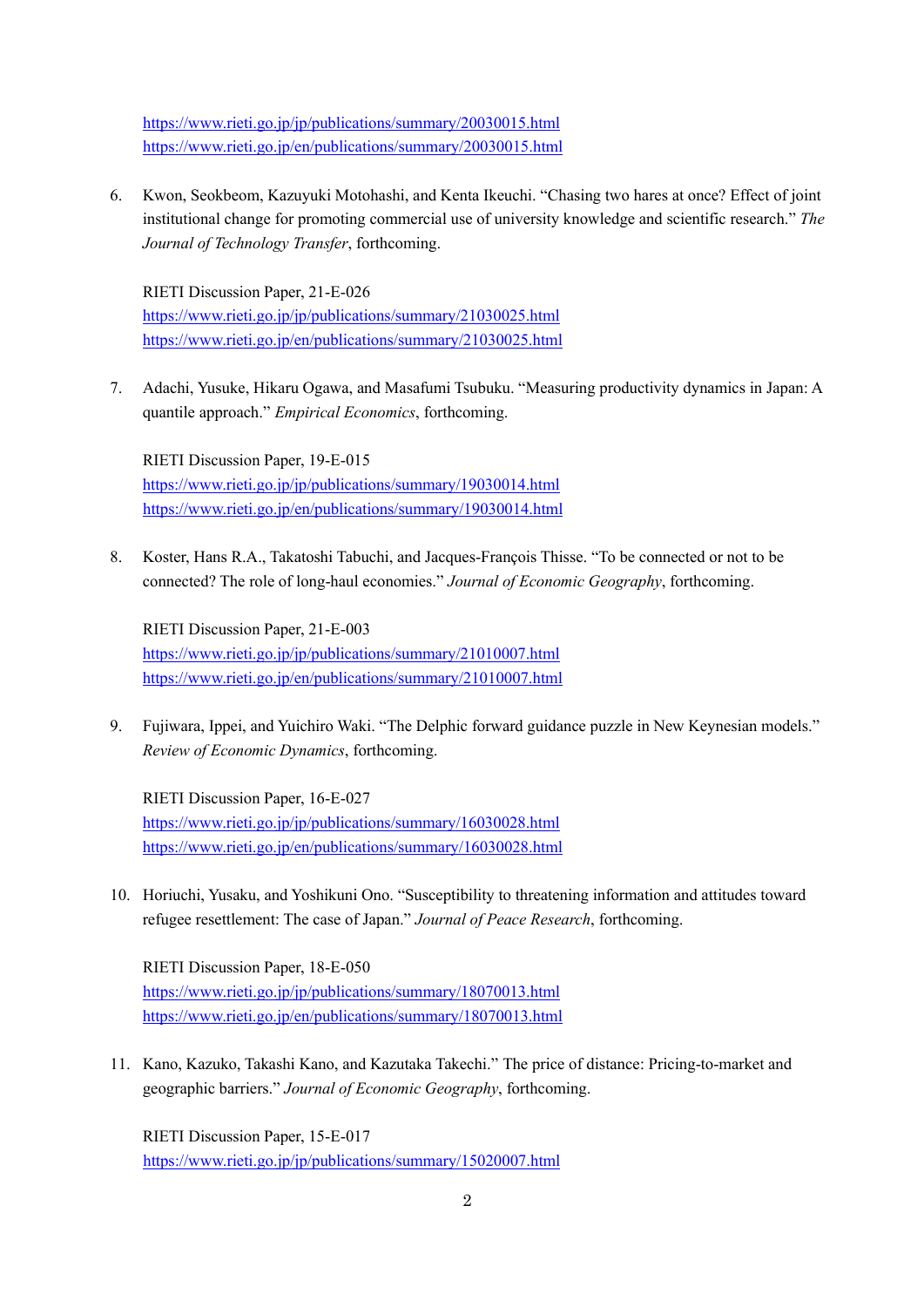https://www.rieti.go.jp/jp/publications/summary/20030015.html
https://www.rieti.go.jp/en/publications/summary/20030015.html

6. Kwon, Seokbeom, Kazuyuki Motohashi, and Kenta Ikeuchi. "Chasing two hares at once? Effect of joint institutional change for promoting commercial use of university knowledge and scientific research." *The Journal of Technology Transfer*, forthcoming.

   RIETI Discussion Paper, 21-E-026
   https://www.rieti.go.jp/jp/publications/summary/21030025.html
   https://www.rieti.go.jp/en/publications/summary/21030025.html

7. Adachi, Yusuke, Hikaru Ogawa, and Masafumi Tsubuku. "Measuring productivity dynamics in Japan: A quantile approach." *Empirical Economics*, forthcoming.

   RIETI Discussion Paper, 19-E-015
   https://www.rieti.go.jp/jp/publications/summary/19030014.html
   https://www.rieti.go.jp/en/publications/summary/19030014.html

8. Koster, Hans R.A., Takatoshi Tabuchi, and Jacques-François Thisse. "To be connected or not to be connected? The role of long-haul economies." *Journal of Economic Geography*, forthcoming.

   RIETI Discussion Paper, 21-E-003
   https://www.rieti.go.jp/jp/publications/summary/21010007.html
   https://www.rieti.go.jp/en/publications/summary/21010007.html

9. Fujiwara, Ippei, and Yuichiro Waki. "The Delphic forward guidance puzzle in New Keynesian models." *Review of Economic Dynamics*, forthcoming.

   RIETI Discussion Paper, 16-E-027
   https://www.rieti.go.jp/jp/publications/summary/16030028.html
   https://www.rieti.go.jp/en/publications/summary/16030028.html

10. Horiuchi, Yusaku, and Yoshikuni Ono. "Susceptibility to threatening information and attitudes toward refugee resettlement: The case of Japan." *Journal of Peace Research*, forthcoming.

    RIETI Discussion Paper, 18-E-050
    https://www.rieti.go.jp/jp/publications/summary/18070013.html
    https://www.rieti.go.jp/en/publications/summary/18070013.html

11. Kano, Kazuko, Takashi Kano, and Kazutaka Takechi." The price of distance: Pricing-to-market and geographic barriers." *Journal of Economic Geography*, forthcoming.

    RIETI Discussion Paper, 15-E-017
    https://www.rieti.go.jp/jp/publications/summary/15020007.html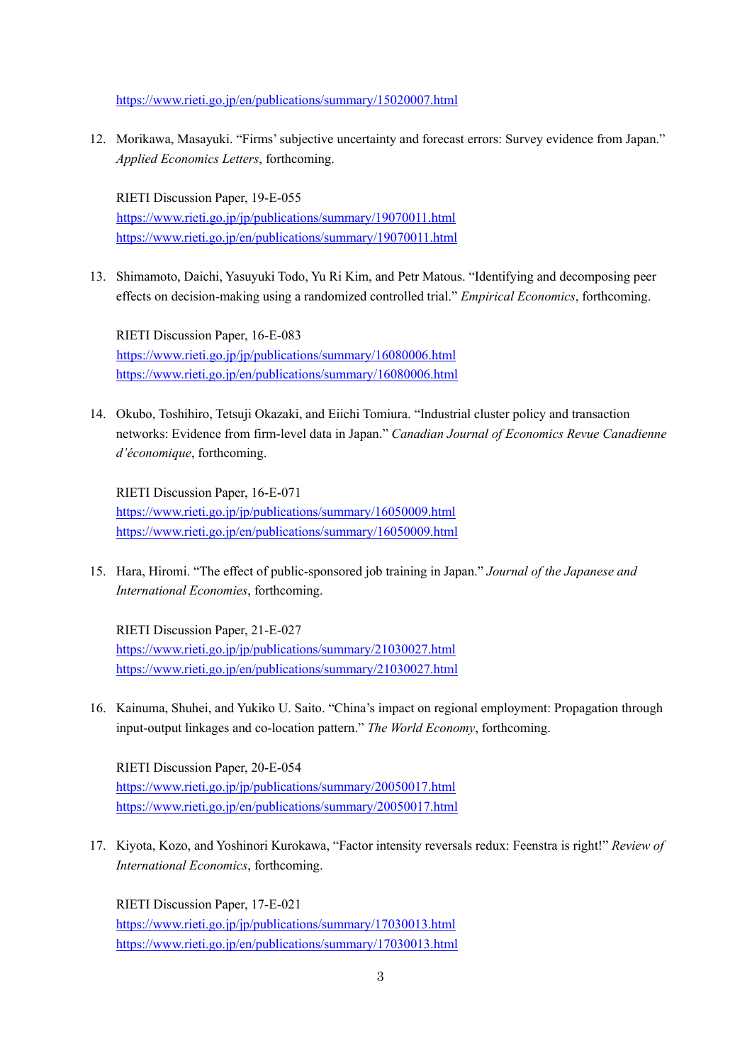https://www.rieti.go.jp/en/publications/summary/15020007.html

12. Morikawa, Masayuki. "Firms' subjective uncertainty and forecast errors: Survey evidence from Japan." *Applied Economics Letters*, forthcoming.

    RIETI Discussion Paper, 19-E-055
    https://www.rieti.go.jp/jp/publications/summary/19070011.html
    https://www.rieti.go.jp/en/publications/summary/19070011.html

13. Shimamoto, Daichi, Yasuyuki Todo, Yu Ri Kim, and Petr Matous. "Identifying and decomposing peer effects on decision-making using a randomized controlled trial." *Empirical Economics*, forthcoming.

    RIETI Discussion Paper, 16-E-083
    https://www.rieti.go.jp/jp/publications/summary/16080006.html
    https://www.rieti.go.jp/en/publications/summary/16080006.html

14. Okubo, Toshihiro, Tetsuji Okazaki, and Eiichi Tomiura. "Industrial cluster policy and transaction networks: Evidence from firm-level data in Japan." *Canadian Journal of Economics Revue Canadienne d'économique*, forthcoming.

    RIETI Discussion Paper, 16-E-071
    https://www.rieti.go.jp/jp/publications/summary/16050009.html
    https://www.rieti.go.jp/en/publications/summary/16050009.html

15. Hara, Hiromi. "The effect of public-sponsored job training in Japan." *Journal of the Japanese and International Economies*, forthcoming.

    RIETI Discussion Paper, 21-E-027
    https://www.rieti.go.jp/jp/publications/summary/21030027.html
    https://www.rieti.go.jp/en/publications/summary/21030027.html

16. Kainuma, Shuhei, and Yukiko U. Saito. "China's impact on regional employment: Propagation through input-output linkages and co-location pattern." *The World Economy*, forthcoming.

    RIETI Discussion Paper, 20-E-054
    https://www.rieti.go.jp/jp/publications/summary/20050017.html
    https://www.rieti.go.jp/en/publications/summary/20050017.html

17. Kiyota, Kozo, and Yoshinori Kurokawa, "Factor intensity reversals redux: Feenstra is right!" *Review of International Economics*, forthcoming.

    RIETI Discussion Paper, 17-E-021
    https://www.rieti.go.jp/jp/publications/summary/17030013.html
    https://www.rieti.go.jp/en/publications/summary/17030013.html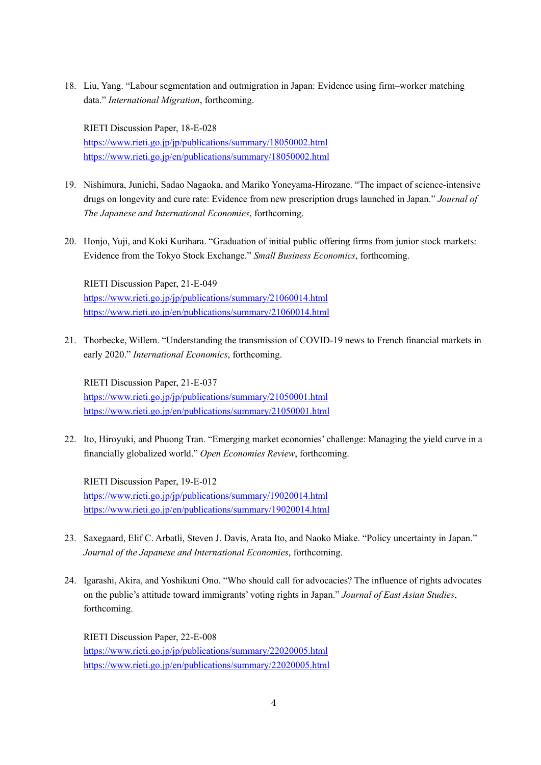18. Liu, Yang. "Labour segmentation and outmigration in Japan: Evidence using firm–worker matching data." *International Migration*, forthcoming.

    RIETI Discussion Paper, 18-E-028
    https://www.rieti.go.jp/jp/publications/summary/18050002.html
    https://www.rieti.go.jp/en/publications/summary/18050002.html

19. Nishimura, Junichi, Sadao Nagaoka, and Mariko Yoneyama-Hirozane. "The impact of science-intensive drugs on longevity and cure rate: Evidence from new prescription drugs launched in Japan." *Journal of The Japanese and International Economies*, forthcoming.

20. Honjo, Yuji, and Koki Kurihara. "Graduation of initial public offering firms from junior stock markets: Evidence from the Tokyo Stock Exchange." *Small Business Economics*, forthcoming.

    RIETI Discussion Paper, 21-E-049
    https://www.rieti.go.jp/jp/publications/summary/21060014.html
    https://www.rieti.go.jp/en/publications/summary/21060014.html

21. Thorbecke, Willem. "Understanding the transmission of COVID-19 news to French financial markets in early 2020." *International Economics*, forthcoming.

    RIETI Discussion Paper, 21-E-037
    https://www.rieti.go.jp/jp/publications/summary/21050001.html
    https://www.rieti.go.jp/en/publications/summary/21050001.html

22. Ito, Hiroyuki, and Phuong Tran. "Emerging market economies' challenge: Managing the yield curve in a financially globalized world." *Open Economies Review*, forthcoming.

    RIETI Discussion Paper, 19-E-012
    https://www.rieti.go.jp/jp/publications/summary/19020014.html
    https://www.rieti.go.jp/en/publications/summary/19020014.html

23. Saxegaard, Elif C. Arbatli, Steven J. Davis, Arata Ito, and Naoko Miake. "Policy uncertainty in Japan." *Journal of the Japanese and International Economies*, forthcoming.

24. Igarashi, Akira, and Yoshikuni Ono. "Who should call for advocacies? The influence of rights advocates on the public's attitude toward immigrants' voting rights in Japan." *Journal of East Asian Studies*, forthcoming.

    RIETI Discussion Paper, 22-E-008
    https://www.rieti.go.jp/jp/publications/summary/22020005.html
    https://www.rieti.go.jp/en/publications/summary/22020005.html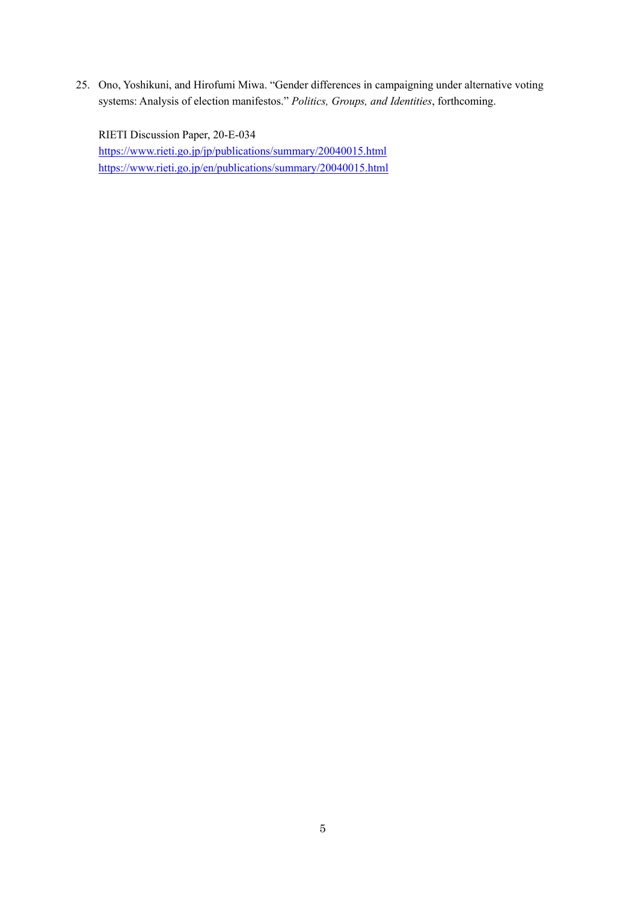25. Ono, Yoshikuni, and Hirofumi Miwa. "Gender differences in campaigning under alternative voting systems: Analysis of election manifestos." *Politics, Groups, and Identities*, forthcoming.

    RIETI Discussion Paper, 20-E-034
    https://www.rieti.go.jp/jp/publications/summary/20040015.html
    https://www.rieti.go.jp/en/publications/summary/20040015.html